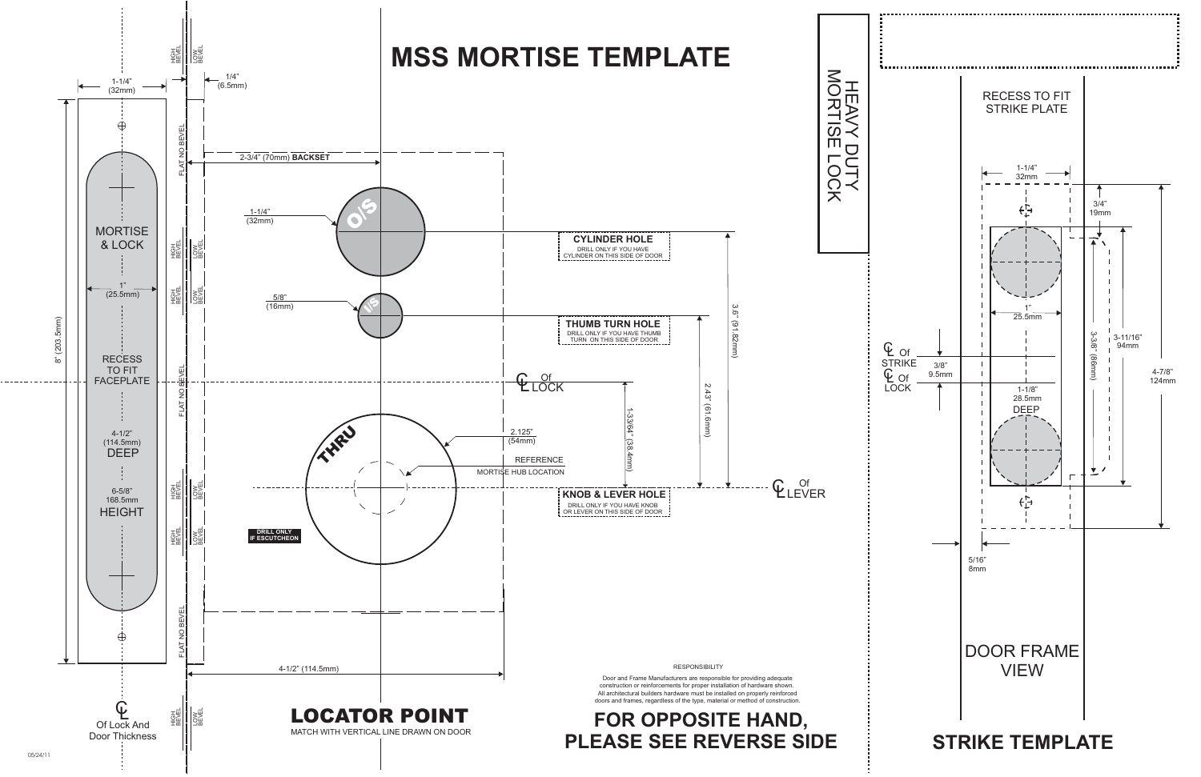# MSS MORTISE TEMPLATE

HEAVY DUTY MORTISE LOCK

1-1/4" (32mm)

1/4" (6.5mm)

HIGH BEVEL / LOW BEVEL

FLAT NO BEVEL

2-3/4" (70mm) **BACKSET**

MORTISE & LOCK

1" (25.5mm)

8" (203.5mm)

RECESS TO FIT FACEPLATE

4-1/2" (114.5mm) DEEP

6-5/8" 168.5mm HEIGHT

1-1/4" (32mm) — O/S

**CYLINDER HOLE**
DRILL ONLY IF YOU HAVE CYLINDER ON THIS SIDE OF DOOR

5/8" (16mm) — I/S

**THUMB TURN HOLE**
DRILL ONLY IF YOU HAVE THUMB TURN ON THIS SIDE OF DOOR

3.6" (91.82mm)

2.43" (61.6mm)

℄ Of LOCK

1-33/64" (38.4mm)

THRU

2.125" (54mm)

REFERENCE MORTISE HUB LOCATION

**KNOB & LEVER HOLE**
DRILL ONLY IF YOU HAVE KNOB OR LEVER ON THIS SIDE OF DOOR

℄ Of LEVER

**DRILL ONLY IF ESCUTCHEON**

4-1/2" (114.5mm)

℄ Of Lock And Door Thickness

## LOCATOR POINT
MATCH WITH VERTICAL LINE DRAWN ON DOOR

RESPONSIBILITY

Door and Frame Manufacturers are responsible for providing adequate construction or reinforcements for proper installation of hardware shown. All architectural builders hardware must be installed on properly reinforced doors and frames, regardless of the type, material or method of construction.

## FOR OPPOSITE HAND, PLEASE SEE REVERSE SIDE

RECESS TO FIT STRIKE PLATE

1-1/4" 32mm

3/4" 19mm

1" 25.5mm

3-3/8" (86mm)

3-11/16" 94mm

4-7/8" 124mm

℄ Of STRIKE

℄ Of LOCK

3/8" 9.5mm

1-1/8" 28.5mm DEEP

5/16" 8mm

DOOR FRAME VIEW

## STRIKE TEMPLATE

05/24/11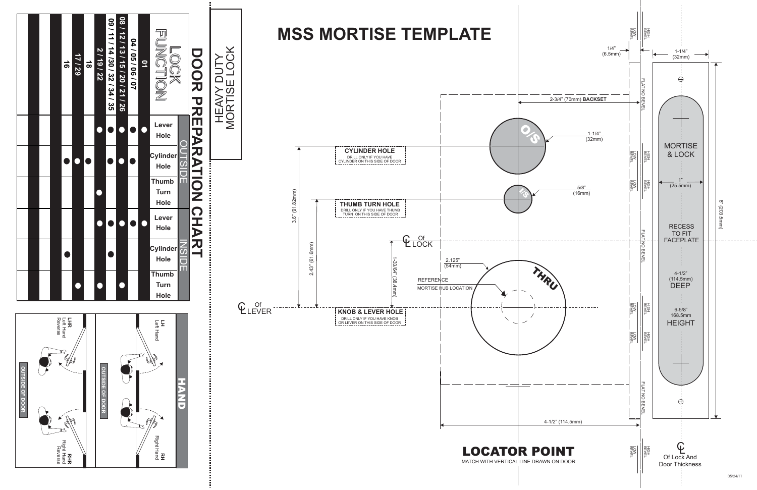# MSS MORTISE TEMPLATE

## HEAVY DUTY MORTISE LOCK

## DOOR PREPARATION CHART

| LOCK FUNCTION | OUTSIDE | | | INSIDE | | |
|---|---|---|---|---|---|---|
| | Lever Hole | Cylinder Hole | Thumb Turn Hole | Lever Hole | Cylinder Hole | Thumb Turn Hole |
| 01 | ● | | | ● | | |
| 04 / 05 / 06 / 07 | ● | ● | | ● | | |
| 08 / 12 / 13 / 15 / 20 / 21 / 26 | ● | ● | | ● | | ● |
| 09 / 11 / 14 /30 / 32 / 34 / 35 | ● | ● | | ● | ● | |
| 2 / 19 / 22 | ● | | ● | ● | | ● |
| 18 | | ● | | | | |
| 17 / 29 | | ● | | | | ● |
| 16 | | ● | | | ● | |

## HAND

LH Left Hand

RH Right Hand

LHR Left Hand Reverse

RHR Right Hand Reverse

OUTSIDE OF DOOR

OUTSIDE OF DOOR

O/S

1-1/4" (32mm)

**CYLINDER HOLE**
DRILL ONLY IF YOU HAVE CYLINDER ON THIS SIDE OF DOOR

I/S

5/8" (16mm)

**THUMB TURN HOLE**
DRILL ONLY IF YOU HAVE THUMB TURN ON THIS SIDE OF DOOR

℄ Of LOCK

℄ Of LEVER

**KNOB & LEVER HOLE**
DRILL ONLY IF YOU HAVE KNOB OR LEVER ON THIS SIDE OF DOOR

THRU

2.125" (54mm)

REFERENCE MORTISE HUB LOCATION

3.6" (91.82mm)

2.43" (61.6mm)

1-33/64" (38.4mm)

2-3/4" (70mm) **BACKSET**

4-1/2" (114.5mm)

1/4" (6.5mm)

1-1/4" (32mm)

HIGH BEVEL

LOW BEVEL

FLAT NO BEVEL

MORTISE & LOCK

1" (25.5mm)

RECESS TO FIT FACEPLATE

4-1/2" (114.5mm) DEEP

6-5/8" 168.5mm HEIGHT

8" (203.5mm)

℄ Of Lock And Door Thickness

# LOCATOR POINT

MATCH WITH VERTICAL LINE DRAWN ON DOOR

05/24/11